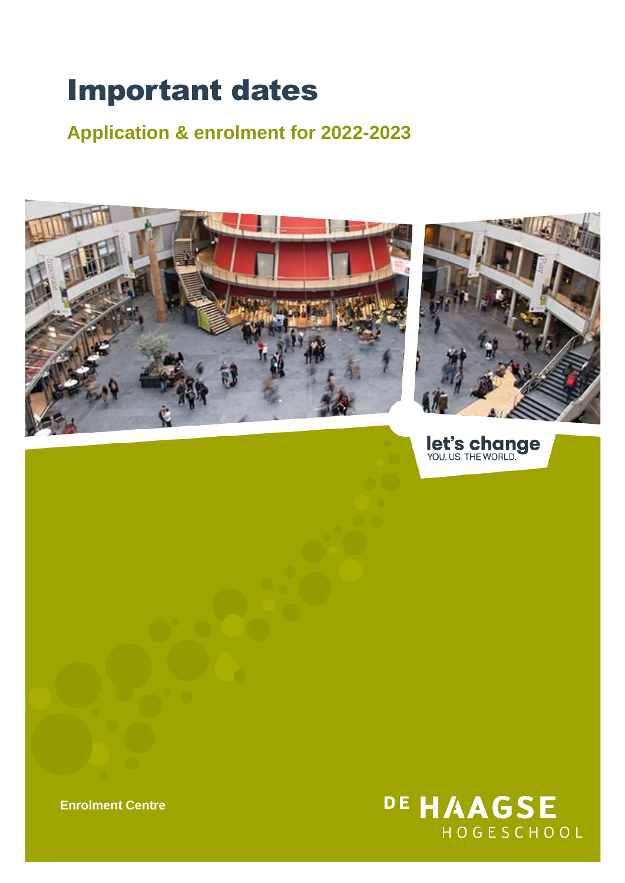# Important dates

## Application & enrolment for 2022-2023

let's change
YOU. US. THE WORLD.

**Enrolment Centre**

DE HAAGSE HOGESCHOOL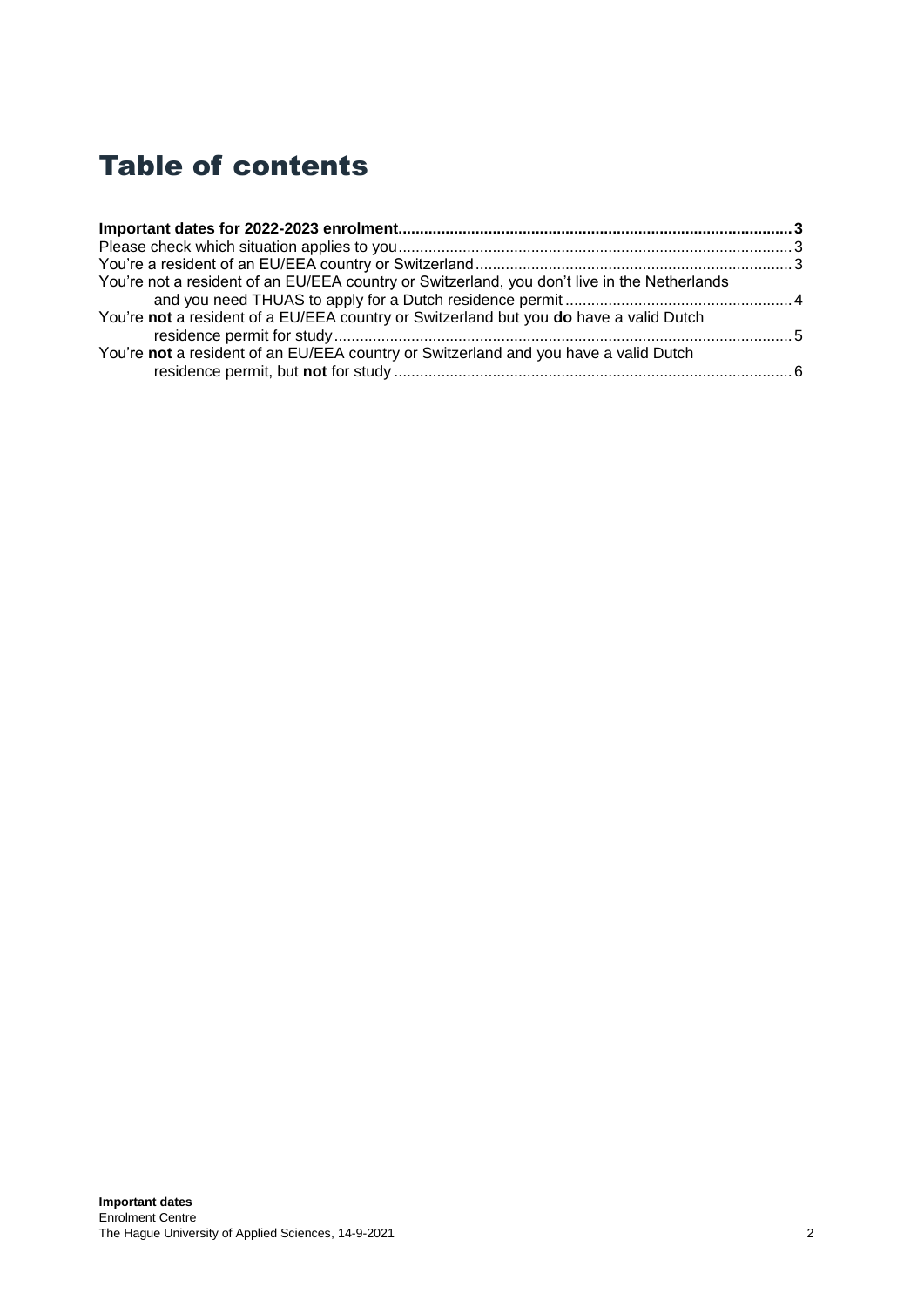# Table of contents

**Important dates for 2022-2023 enrolment** .......... **3**
Please check which situation applies to you .......... 3
You're a resident of an EU/EEA country or Switzerland .......... 3
You're not a resident of an EU/EEA country or Switzerland, you don't live in the Netherlands and you need THUAS to apply for a Dutch residence permit .......... 4
You're **not** a resident of a EU/EEA country or Switzerland but you **do** have a valid Dutch residence permit for study .......... 5
You're **not** a resident of an EU/EEA country or Switzerland and you have a valid Dutch residence permit, but **not** for study .......... 6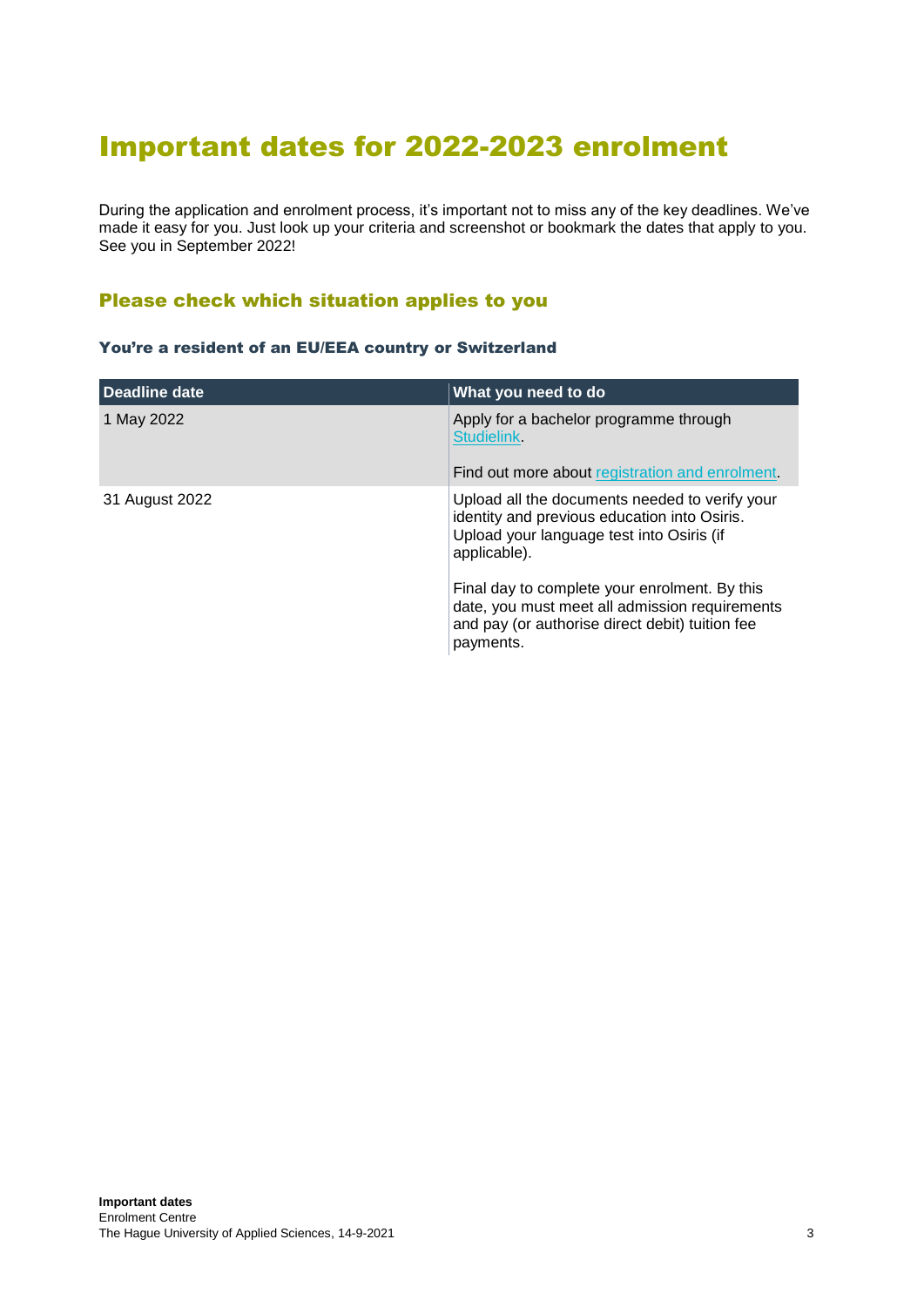# Important dates for 2022-2023 enrolment

During the application and enrolment process, it's important not to miss any of the key deadlines. We've made it easy for you. Just look up your criteria and screenshot or bookmark the dates that apply to you. See you in September 2022!

## Please check which situation applies to you

### You're a resident of an EU/EEA country or Switzerland

| Deadline date | What you need to do |
|---|---|
| 1 May 2022 | Apply for a bachelor programme through [Studielink](). <br><br> Find out more about [registration and enrolment](). |
| 31 August 2022 | Upload all the documents needed to verify your identity and previous education into Osiris. Upload your language test into Osiris (if applicable). <br><br> Final day to complete your enrolment. By this date, you must meet all admission requirements and pay (or authorise direct debit) tuition fee payments. |

**Important dates**
Enrolment Centre
The Hague University of Applied Sciences, 14-9-2021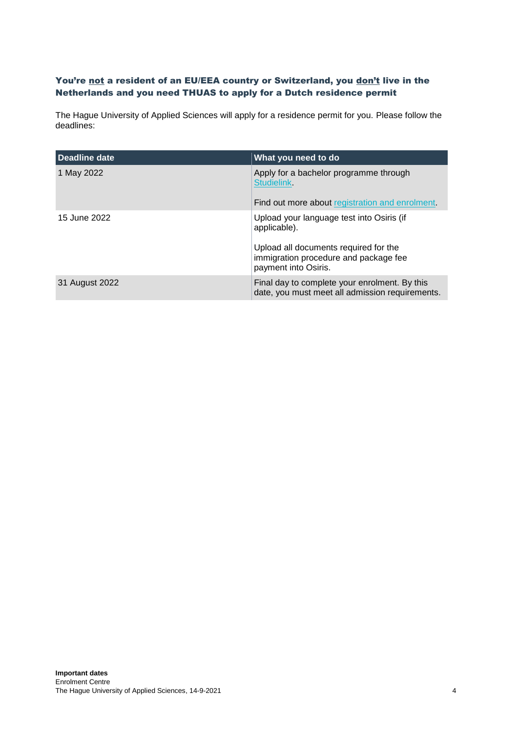### You're <u>not</u> a resident of an EU/EEA country or Switzerland, you <u>don't</u> live in the Netherlands and you need THUAS to apply for a Dutch residence permit

The Hague University of Applied Sciences will apply for a residence permit for you. Please follow the deadlines:

| Deadline date | What you need to do |
|---|---|
| 1 May 2022 | Apply for a bachelor programme through Studielink.<br><br>Find out more about registration and enrolment. |
| 15 June 2022 | Upload your language test into Osiris (if applicable).<br><br>Upload all documents required for the immigration procedure and package fee payment into Osiris. |
| 31 August 2022 | Final day to complete your enrolment. By this date, you must meet all admission requirements. |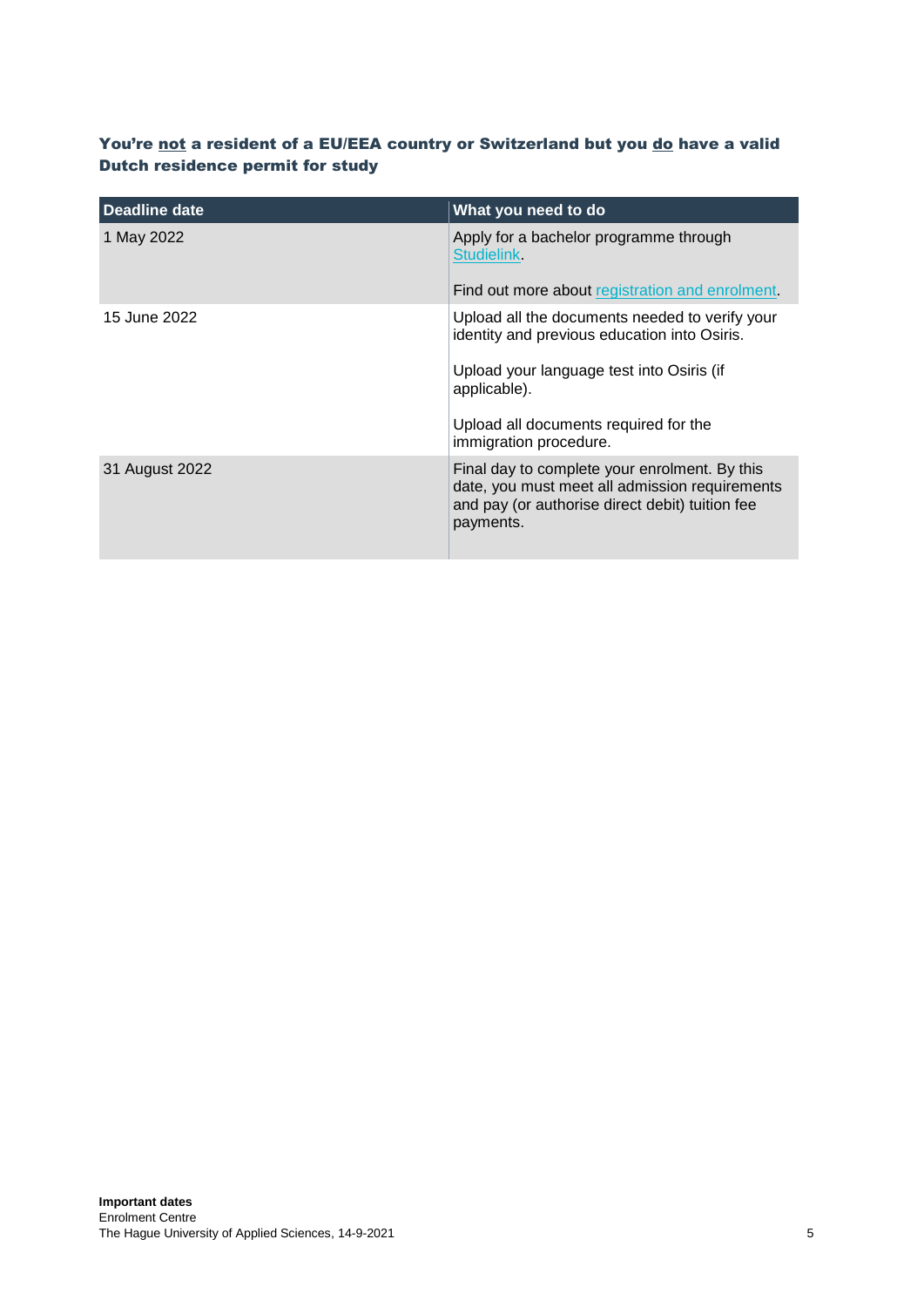### You're not a resident of a EU/EEA country or Switzerland but you do have a valid Dutch residence permit for study

| Deadline date | What you need to do |
|---|---|
| 1 May 2022 | Apply for a bachelor programme through Studielink.<br><br>Find out more about registration and enrolment. |
| 15 June 2022 | Upload all the documents needed to verify your identity and previous education into Osiris.<br><br>Upload your language test into Osiris (if applicable).<br><br>Upload all documents required for the immigration procedure. |
| 31 August 2022 | Final day to complete your enrolment. By this date, you must meet all admission requirements and pay (or authorise direct debit) tuition fee payments. |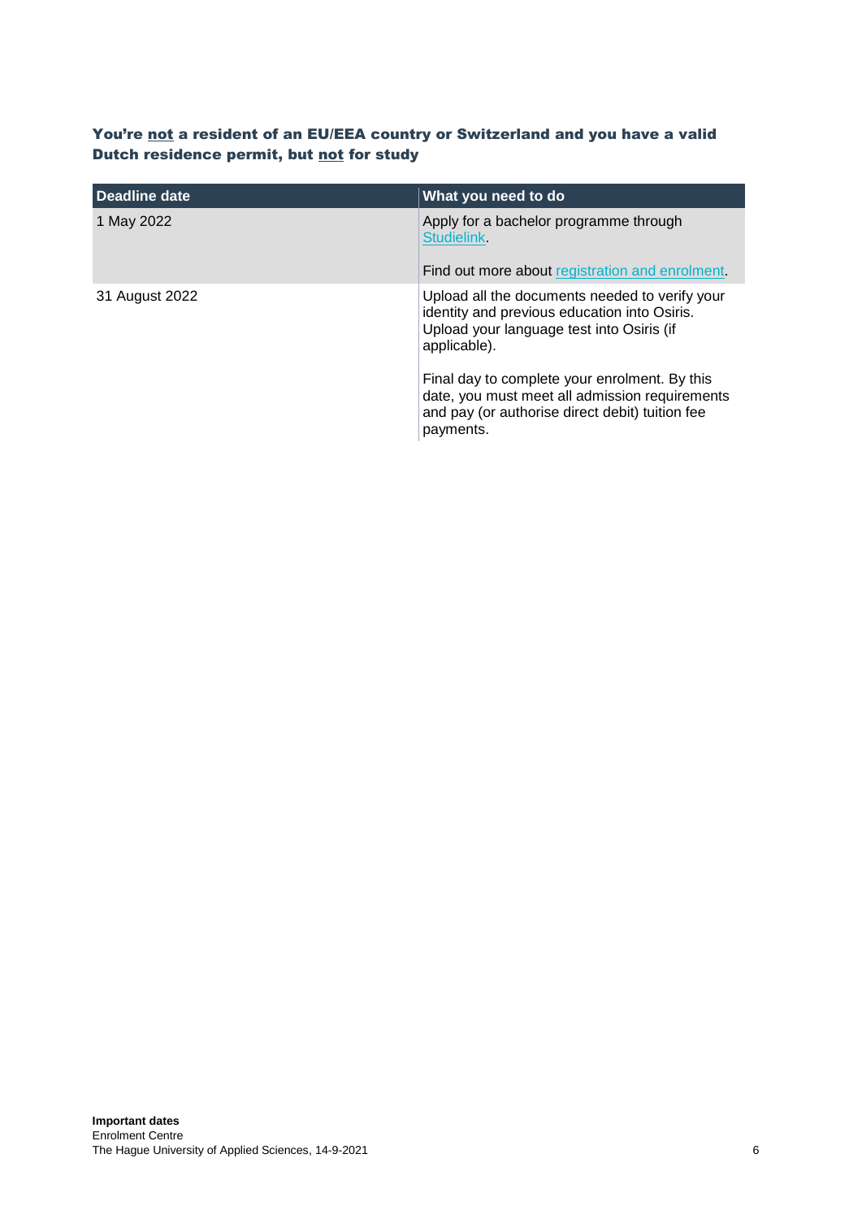### You're <u>not</u> a resident of an EU/EEA country or Switzerland and you have a valid Dutch residence permit, but <u>not</u> for study

| Deadline date | What you need to do |
|---|---|
| 1 May 2022 | Apply for a bachelor programme through Studielink.<br><br>Find out more about registration and enrolment. |
| 31 August 2022 | Upload all the documents needed to verify your identity and previous education into Osiris. Upload your language test into Osiris (if applicable).<br><br>Final day to complete your enrolment. By this date, you must meet all admission requirements and pay (or authorise direct debit) tuition fee payments. |